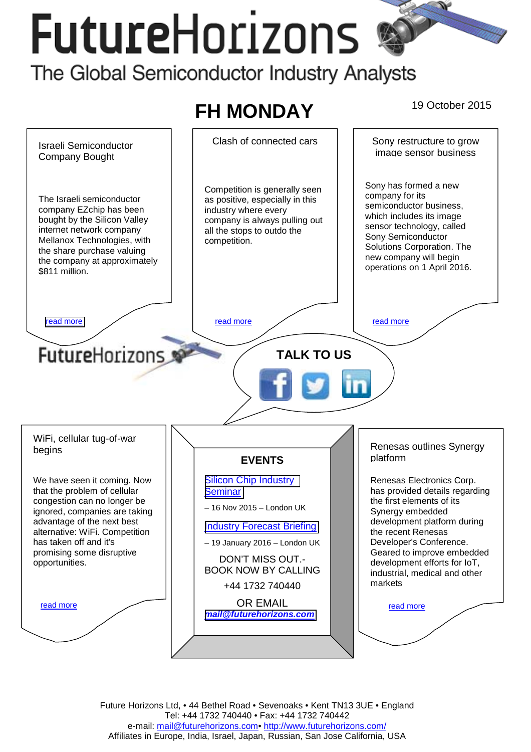# FutureHorizons

The Global Semiconductor Industry Analysts

## FH MONDAY

19 October 2015

### Israeli Semiconductor Company Bought

The Israeli semiconductor company EZchip has been bought by the Silicon Valley internet network company Mellanox Technologies, with the share purchase valuing the company at approximately $811 million.

read more

### Clash of connected cars

Competition is generally seen as positive, especially in this industry where every company is always pulling out all the stops to outdo the competition.

read more

### Sony restructure to grow image sensor business

Sony has formed a new company for its semiconductor business, which includes its image sensor technology, called Sony Semiconductor Solutions Corporation. The new company will begin operations on 1 April 2016.

read more

FutureHorizons

**TALK TO US**

### WiFi, cellular tug-of-war begins

We have seen it coming. Now that the problem of cellular congestion can no longer be ignored, companies are taking advantage of the next best alternative: WiFi. Competition has taken off and it's promising some disruptive opportunities.

read more

### EVENTS

Silicon Chip Industry Seminar

– 16 Nov 2015 – London UK

Industry Forecast Briefing

– 19 January 2016 – London UK

DON'T MISS OUT.- BOOK NOW BY CALLING

+44 1732 740440

OR EMAIL

***mail@futurehorizons.com***

### Renesas outlines Synergy platform

Renesas Electronics Corp. has provided details regarding the first elements of its Synergy embedded development platform during the recent Renesas Developer's Conference. Geared to improve embedded development efforts for IoT, industrial, medical and other markets

read more

Future Horizons Ltd, • 44 Bethel Road • Sevenoaks • Kent TN13 3UE • England
Tel: +44 1732 740440 • Fax: +44 1732 740442
e-mail: mail@futurehorizons.com• http://www.futurehorizons.com/
Affiliates in Europe, India, Israel, Japan, Russian, San Jose California, USA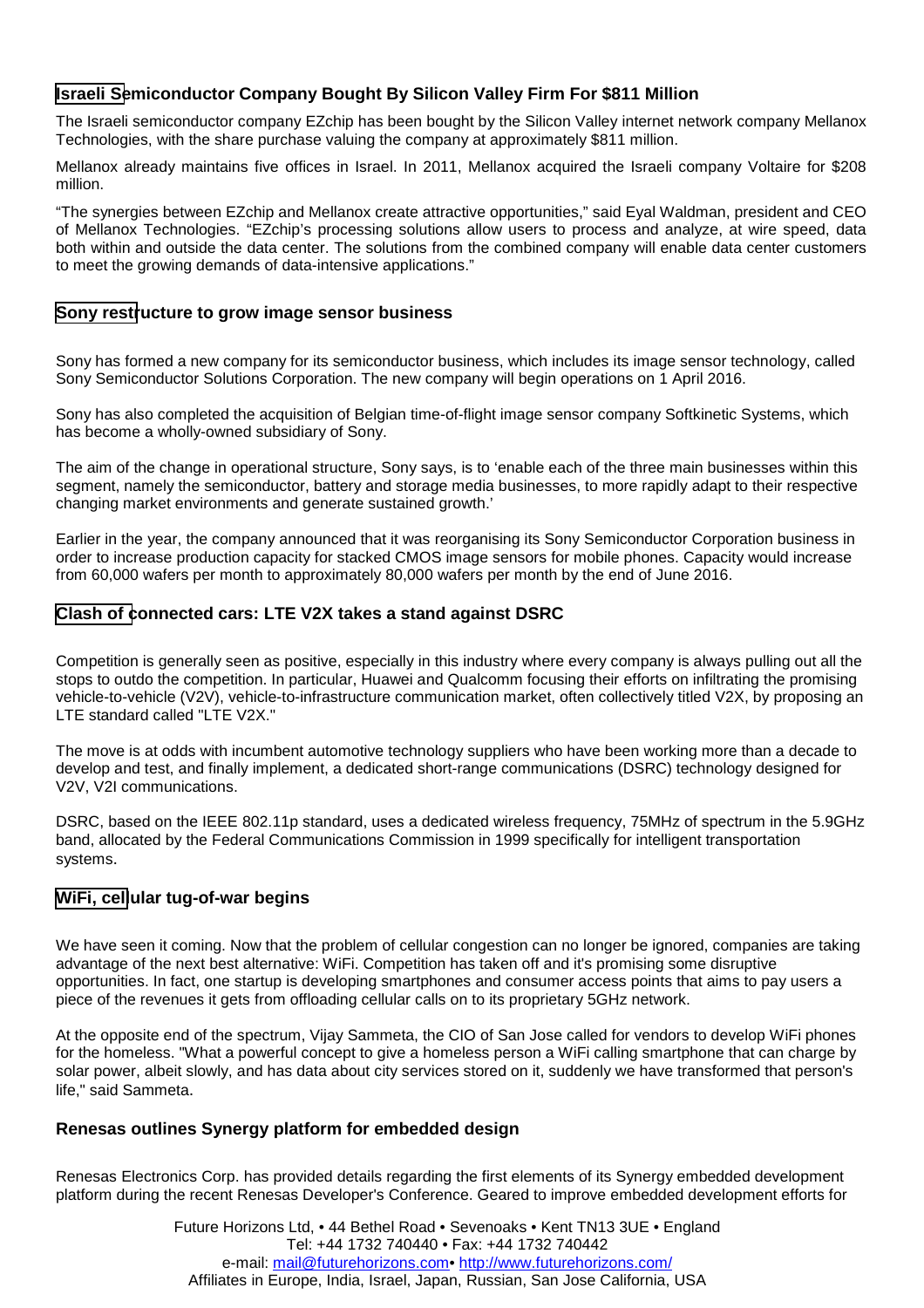### Israeli Semiconductor Company Bought By Silicon Valley Firm For $811 Million

The Israeli semiconductor company EZchip has been bought by the Silicon Valley internet network company Mellanox Technologies, with the share purchase valuing the company at approximately $811 million.

Mellanox already maintains five offices in Israel. In 2011, Mellanox acquired the Israeli company Voltaire for $208 million.

“The synergies between EZchip and Mellanox create attractive opportunities,” said Eyal Waldman, president and CEO of Mellanox Technologies. “EZchip’s processing solutions allow users to process and analyze, at wire speed, data both within and outside the data center. The solutions from the combined company will enable data center customers to meet the growing demands of data-intensive applications.”

### Sony restructure to grow image sensor business

Sony has formed a new company for its semiconductor business, which includes its image sensor technology, called Sony Semiconductor Solutions Corporation. The new company will begin operations on 1 April 2016.

Sony has also completed the acquisition of Belgian time-of-flight image sensor company Softkinetic Systems, which has become a wholly-owned subsidiary of Sony.

The aim of the change in operational structure, Sony says, is to ‘enable each of the three main businesses within this segment, namely the semiconductor, battery and storage media businesses, to more rapidly adapt to their respective changing market environments and generate sustained growth.’

Earlier in the year, the company announced that it was reorganising its Sony Semiconductor Corporation business in order to increase production capacity for stacked CMOS image sensors for mobile phones. Capacity would increase from 60,000 wafers per month to approximately 80,000 wafers per month by the end of June 2016.

### Clash of connected cars: LTE V2X takes a stand against DSRC

Competition is generally seen as positive, especially in this industry where every company is always pulling out all the stops to outdo the competition. In particular, Huawei and Qualcomm focusing their efforts on infiltrating the promising vehicle-to-vehicle (V2V), vehicle-to-infrastructure communication market, often collectively titled V2X, by proposing an LTE standard called "LTE V2X."

The move is at odds with incumbent automotive technology suppliers who have been working more than a decade to develop and test, and finally implement, a dedicated short-range communications (DSRC) technology designed for V2V, V2I communications.

DSRC, based on the IEEE 802.11p standard, uses a dedicated wireless frequency, 75MHz of spectrum in the 5.9GHz band, allocated by the Federal Communications Commission in 1999 specifically for intelligent transportation systems.

### WiFi, cellular tug-of-war begins

We have seen it coming. Now that the problem of cellular congestion can no longer be ignored, companies are taking advantage of the next best alternative: WiFi. Competition has taken off and it's promising some disruptive opportunities. In fact, one startup is developing smartphones and consumer access points that aims to pay users a piece of the revenues it gets from offloading cellular calls on to its proprietary 5GHz network.

At the opposite end of the spectrum, Vijay Sammeta, the CIO of San Jose called for vendors to develop WiFi phones for the homeless. "What a powerful concept to give a homeless person a WiFi calling smartphone that can charge by solar power, albeit slowly, and has data about city services stored on it, suddenly we have transformed that person's life," said Sammeta.

### Renesas outlines Synergy platform for embedded design

Renesas Electronics Corp. has provided details regarding the first elements of its Synergy embedded development platform during the recent Renesas Developer's Conference. Geared to improve embedded development efforts for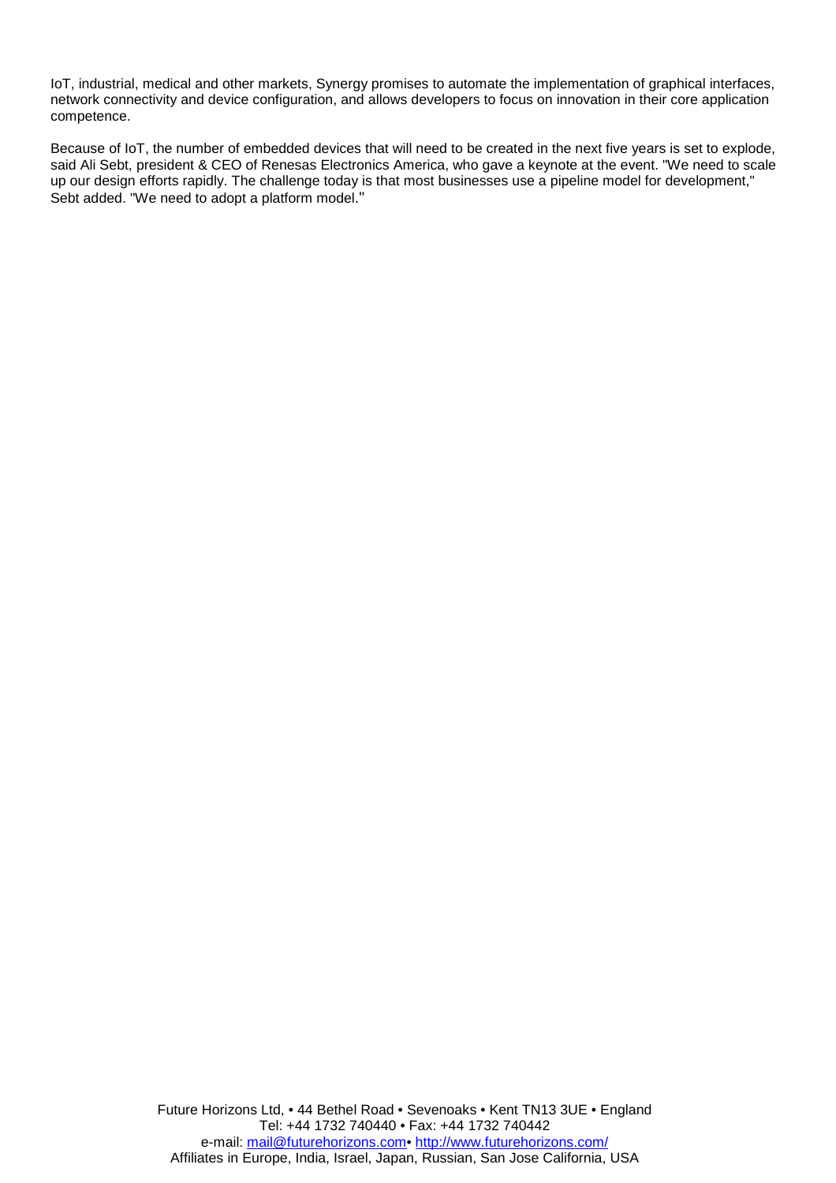IoT, industrial, medical and other markets, Synergy promises to automate the implementation of graphical interfaces, network connectivity and device configuration, and allows developers to focus on innovation in their core application competence.

Because of IoT, the number of embedded devices that will need to be created in the next five years is set to explode, said Ali Sebt, president & CEO of Renesas Electronics America, who gave a keynote at the event. "We need to scale up our design efforts rapidly. The challenge today is that most businesses use a pipeline model for development," Sebt added. "We need to adopt a platform model."